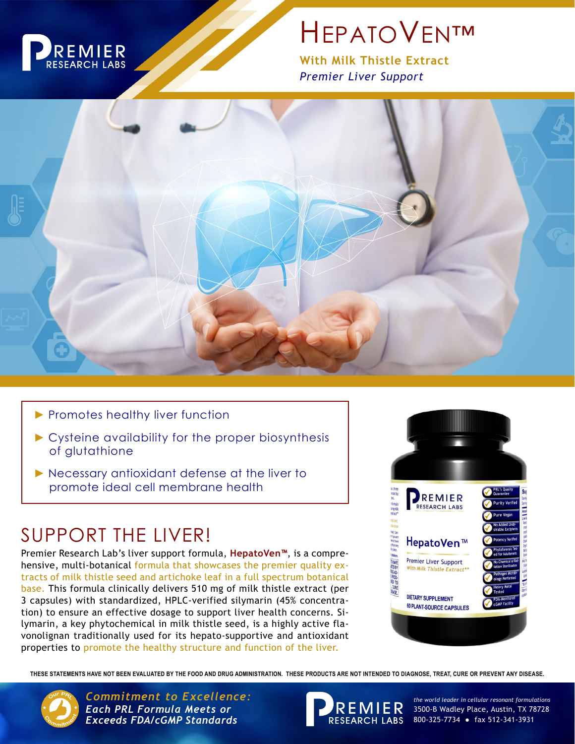PREMIER RESEARCH LABS

# HepatoVen™

**With Milk Thistle Extract**

*Premier Liver Support*

- Promotes healthy liver function
- Cysteine availability for the proper biosynthesis of glutathione
- Necessary antioxidant defense at the liver to promote ideal cell membrane health

## SUPPORT THE LIVER!

Premier Research Lab's liver support formula, **HepatoVen™**, is a comprehensive, multi-botanical formula that showcases the premier quality extracts of milk thistle seed and artichoke leaf in a full spectrum botanical base. This formula clinically delivers 510 mg of milk thistle extract (per 3 capsules) with standardized, HPLC-verified silymarin (45% concentration) to ensure an effective dosage to support liver health concerns. Silymarin, a key phytochemical in milk thistle seed, is a highly active flavonolignan traditionally used for its hepato-supportive and antioxidant properties to promote the healthy structure and function of the liver.

THESE STATEMENTS HAVE NOT BEEN EVALUATED BY THE FOOD AND DRUG ADMINISTRATION. THESE PRODUCTS ARE NOT INTENDED TO DIAGNOSE, TREAT, CURE OR PREVENT ANY DISEASE.

***Commitment to Excellence:***
***Each PRL Formula Meets or Exceeds FDA/cGMP Standards***

PREMIER RESEARCH LABS

*the world leader in cellular resonant formulations*
3500-B Wadley Place, Austin, TX 78728
800-325-7734 • fax 512-341-3931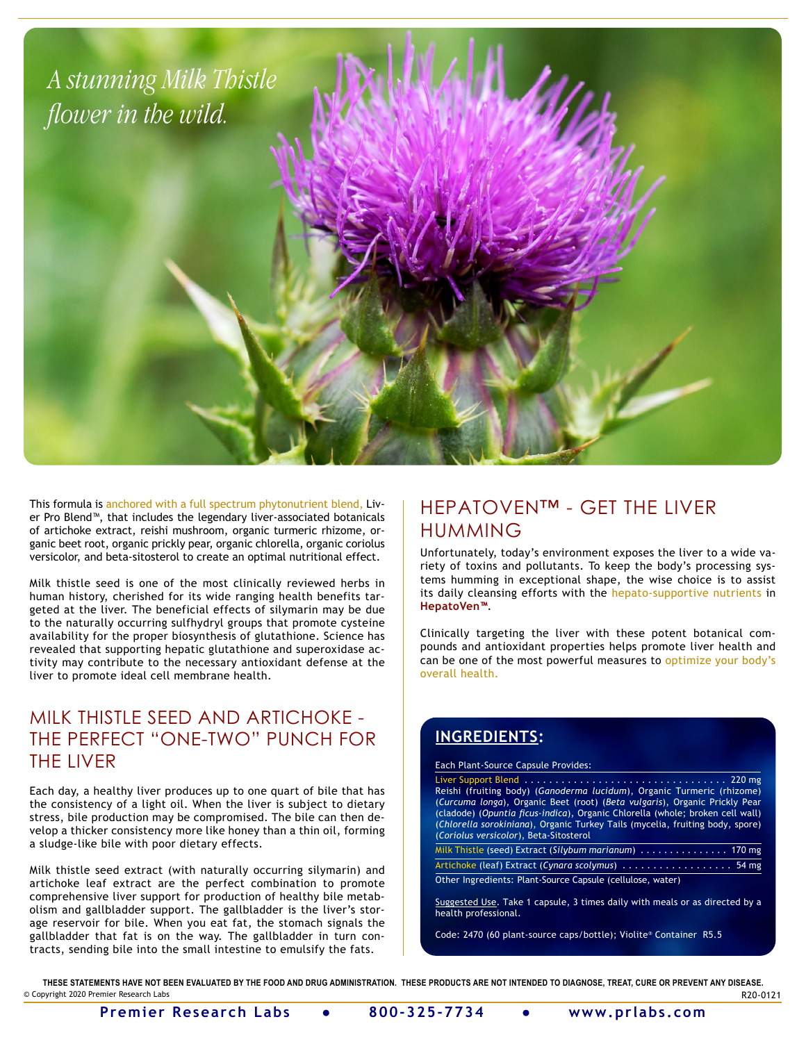*A stunning Milk Thistle flower in the wild.*

This formula is anchored with a full spectrum phytonutrient blend, Liver Pro Blend™, that includes the legendary liver-associated botanicals of artichoke extract, reishi mushroom, organic turmeric rhizome, organic beet root, organic prickly pear, organic chlorella, organic coriolus versicolor, and beta-sitosterol to create an optimal nutritional effect.

Milk thistle seed is one of the most clinically reviewed herbs in human history, cherished for its wide ranging health benefits targeted at the liver. The beneficial effects of silymarin may be due to the naturally occurring sulfhydryl groups that promote cysteine availability for the proper biosynthesis of glutathione. Science has revealed that supporting hepatic glutathione and superoxidase activity may contribute to the necessary antioxidant defense at the liver to promote ideal cell membrane health.

## MILK THISTLE SEED AND ARTICHOKE - THE PERFECT "ONE-TWO" PUNCH FOR THE LIVER

Each day, a healthy liver produces up to one quart of bile that has the consistency of a light oil. When the liver is subject to dietary stress, bile production may be compromised. The bile can then develop a thicker consistency more like honey than a thin oil, forming a sludge-like bile with poor dietary effects.

Milk thistle seed extract (with naturally occurring silymarin) and artichoke leaf extract are the perfect combination to promote comprehensive liver support for production of healthy bile metabolism and gallbladder support. The gallbladder is the liver's storage reservoir for bile. When you eat fat, the stomach signals the gallbladder that fat is on the way. The gallbladder in turn contracts, sending bile into the small intestine to emulsify the fats.

## HEPATOVEN™ - GET THE LIVER HUMMING

Unfortunately, today's environment exposes the liver to a wide variety of toxins and pollutants. To keep the body's processing systems humming in exceptional shape, the wise choice is to assist its daily cleansing efforts with the hepato-supportive nutrients in **HepatoVen™**.

Clinically targeting the liver with these potent botanical compounds and antioxidant properties helps promote liver health and can be one of the most powerful measures to optimize your body's overall health.

## INGREDIENTS:

Each Plant-Source Capsule Provides:

| | |
|---|---|
| Liver Support Blend | 220 mg |
| Reishi (fruiting body) (*Ganoderma lucidum*), Organic Turmeric (rhizome) (*Curcuma longa*), Organic Beet (root) (*Beta vulgaris*), Organic Prickly Pear (cladode) (*Opuntia ficus-indica*), Organic Chlorella (whole; broken cell wall) (*Chlorella sorokiniana*), Organic Turkey Tails (mycelia, fruiting body, spore) (*Coriolus versicolor*), Beta-Sitosterol | |
| Milk Thistle (seed) Extract (*Silybum marianum*) | 170 mg |
| Artichoke (leaf) Extract (*Cynara scolymus*) | 54 mg |

Other Ingredients: Plant-Source Capsule (cellulose, water)

Suggested Use. Take 1 capsule, 3 times daily with meals or as directed by a health professional.

Code: 2470 (60 plant-source caps/bottle); Violite® Container R5.5

**THESE STATEMENTS HAVE NOT BEEN EVALUATED BY THE FOOD AND DRUG ADMINISTRATION. THESE PRODUCTS ARE NOT INTENDED TO DIAGNOSE, TREAT, CURE OR PREVENT ANY DISEASE.**

© Copyright 2020 Premier Research Labs R20-0121

Premier Research Labs • 800-325-7734 • www.prlabs.com